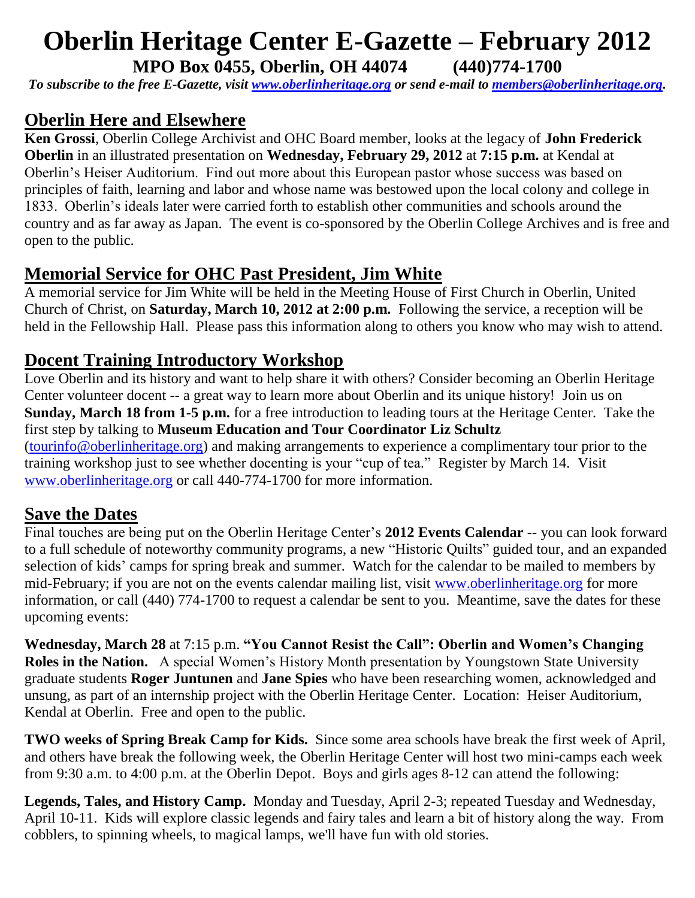# Oberlin Heritage Center E-Gazette – February 2012

**MPO Box 0455, Oberlin, OH 44074 (440)774-1700**

***To subscribe to the free E-Gazette, visit www.oberlinheritage.org or send e-mail to members@oberlinheritage.org.***

## Oberlin Here and Elsewhere

**Ken Grossi**, Oberlin College Archivist and OHC Board member, looks at the legacy of **John Frederick Oberlin** in an illustrated presentation on **Wednesday, February 29, 2012** at **7:15 p.m.** at Kendal at Oberlin's Heiser Auditorium. Find out more about this European pastor whose success was based on principles of faith, learning and labor and whose name was bestowed upon the local colony and college in 1833. Oberlin's ideals later were carried forth to establish other communities and schools around the country and as far away as Japan. The event is co-sponsored by the Oberlin College Archives and is free and open to the public.

## Memorial Service for OHC Past President, Jim White

A memorial service for Jim White will be held in the Meeting House of First Church in Oberlin, United Church of Christ, on **Saturday, March 10, 2012 at 2:00 p.m.** Following the service, a reception will be held in the Fellowship Hall. Please pass this information along to others you know who may wish to attend.

## Docent Training Introductory Workshop

Love Oberlin and its history and want to help share it with others? Consider becoming an Oberlin Heritage Center volunteer docent -- a great way to learn more about Oberlin and its unique history! Join us on **Sunday, March 18 from 1-5 p.m.** for a free introduction to leading tours at the Heritage Center. Take the first step by talking to **Museum Education and Tour Coordinator Liz Schultz** (tourinfo@oberlinheritage.org) and making arrangements to experience a complimentary tour prior to the training workshop just to see whether docenting is your "cup of tea." Register by March 14. Visit www.oberlinheritage.org or call 440-774-1700 for more information.

## Save the Dates

Final touches are being put on the Oberlin Heritage Center's **2012 Events Calendar** -- you can look forward to a full schedule of noteworthy community programs, a new "Historic Quilts" guided tour, and an expanded selection of kids' camps for spring break and summer. Watch for the calendar to be mailed to members by mid-February; if you are not on the events calendar mailing list, visit www.oberlinheritage.org for more information, or call (440) 774-1700 to request a calendar be sent to you. Meantime, save the dates for these upcoming events:

**Wednesday, March 28** at 7:15 p.m. **"You Cannot Resist the Call": Oberlin and Women's Changing Roles in the Nation.** A special Women's History Month presentation by Youngstown State University graduate students **Roger Juntunen** and **Jane Spies** who have been researching women, acknowledged and unsung, as part of an internship project with the Oberlin Heritage Center. Location: Heiser Auditorium, Kendal at Oberlin. Free and open to the public.

**TWO weeks of Spring Break Camp for Kids.** Since some area schools have break the first week of April, and others have break the following week, the Oberlin Heritage Center will host two mini-camps each week from 9:30 a.m. to 4:00 p.m. at the Oberlin Depot. Boys and girls ages 8-12 can attend the following:

**Legends, Tales, and History Camp.** Monday and Tuesday, April 2-3; repeated Tuesday and Wednesday, April 10-11. Kids will explore classic legends and fairy tales and learn a bit of history along the way. From cobblers, to spinning wheels, to magical lamps, we'll have fun with old stories.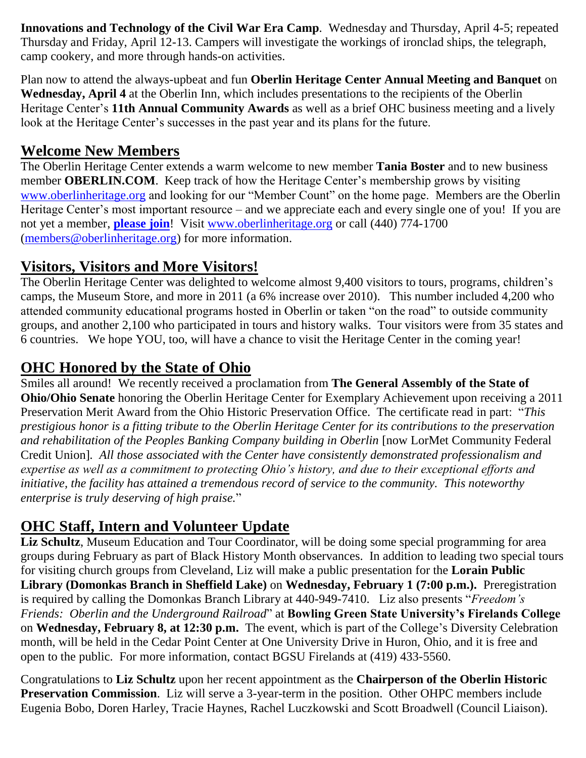**Innovations and Technology of the Civil War Era Camp**. Wednesday and Thursday, April 4-5; repeated Thursday and Friday, April 12-13. Campers will investigate the workings of ironclad ships, the telegraph, camp cookery, and more through hands-on activities.

Plan now to attend the always-upbeat and fun **Oberlin Heritage Center Annual Meeting and Banquet** on **Wednesday, April 4** at the Oberlin Inn, which includes presentations to the recipients of the Oberlin Heritage Center's **11th Annual Community Awards** as well as a brief OHC business meeting and a lively look at the Heritage Center's successes in the past year and its plans for the future.

## Welcome New Members

The Oberlin Heritage Center extends a warm welcome to new member **Tania Boster** and to new business member **OBERLIN.COM**. Keep track of how the Heritage Center's membership grows by visiting www.oberlinheritage.org and looking for our "Member Count" on the home page. Members are the Oberlin Heritage Center's most important resource – and we appreciate each and every single one of you! If you are not yet a member, **please join**! Visit www.oberlinheritage.org or call (440) 774-1700 (members@oberlinheritage.org) for more information.

## Visitors, Visitors and More Visitors!

The Oberlin Heritage Center was delighted to welcome almost 9,400 visitors to tours, programs, children's camps, the Museum Store, and more in 2011 (a 6% increase over 2010). This number included 4,200 who attended community educational programs hosted in Oberlin or taken "on the road" to outside community groups, and another 2,100 who participated in tours and history walks. Tour visitors were from 35 states and 6 countries. We hope YOU, too, will have a chance to visit the Heritage Center in the coming year!

## OHC Honored by the State of Ohio

Smiles all around! We recently received a proclamation from **The General Assembly of the State of Ohio/Ohio Senate** honoring the Oberlin Heritage Center for Exemplary Achievement upon receiving a 2011 Preservation Merit Award from the Ohio Historic Preservation Office. The certificate read in part: "*This prestigious honor is a fitting tribute to the Oberlin Heritage Center for its contributions to the preservation and rehabilitation of the Peoples Banking Company building in Oberlin* [now LorMet Community Federal Credit Union]*. All those associated with the Center have consistently demonstrated professionalism and expertise as well as a commitment to protecting Ohio's history, and due to their exceptional efforts and initiative, the facility has attained a tremendous record of service to the community. This noteworthy enterprise is truly deserving of high praise.*"

## OHC Staff, Intern and Volunteer Update

**Liz Schultz**, Museum Education and Tour Coordinator, will be doing some special programming for area groups during February as part of Black History Month observances. In addition to leading two special tours for visiting church groups from Cleveland, Liz will make a public presentation for the **Lorain Public Library (Domonkas Branch in Sheffield Lake)** on **Wednesday, February 1 (7:00 p.m.).** Preregistration is required by calling the Domonkas Branch Library at 440-949-7410. Liz also presents "*Freedom's Friends: Oberlin and the Underground Railroad*" at **Bowling Green State University's Firelands College** on **Wednesday, February 8, at 12:30 p.m.** The event, which is part of the College's Diversity Celebration month, will be held in the Cedar Point Center at One University Drive in Huron, Ohio, and it is free and open to the public. For more information, contact BGSU Firelands at (419) 433-5560.

Congratulations to **Liz Schultz** upon her recent appointment as the **Chairperson of the Oberlin Historic Preservation Commission**. Liz will serve a 3-year-term in the position. Other OHPC members include Eugenia Bobo, Doren Harley, Tracie Haynes, Rachel Luczkowski and Scott Broadwell (Council Liaison).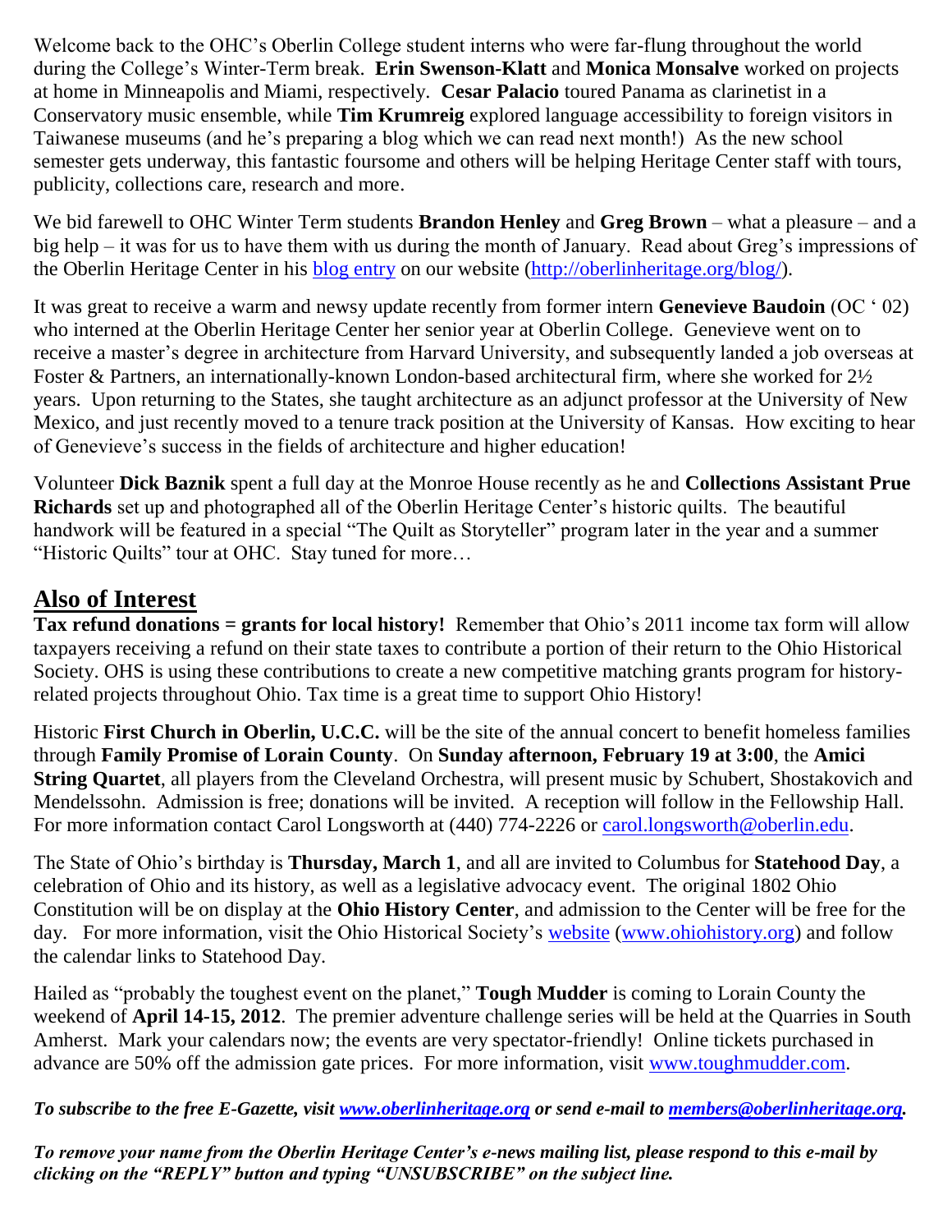Welcome back to the OHC's Oberlin College student interns who were far-flung throughout the world during the College's Winter-Term break. **Erin Swenson-Klatt** and **Monica Monsalve** worked on projects at home in Minneapolis and Miami, respectively. **Cesar Palacio** toured Panama as clarinetist in a Conservatory music ensemble, while **Tim Krumreig** explored language accessibility to foreign visitors in Taiwanese museums (and he's preparing a blog which we can read next month!) As the new school semester gets underway, this fantastic foursome and others will be helping Heritage Center staff with tours, publicity, collections care, research and more.

We bid farewell to OHC Winter Term students **Brandon Henley** and **Greg Brown** – what a pleasure – and a big help – it was for us to have them with us during the month of January. Read about Greg's impressions of the Oberlin Heritage Center in his [blog entry](http://oberlinheritage.org/blog/) on our website (http://oberlinheritage.org/blog/).

It was great to receive a warm and newsy update recently from former intern **Genevieve Baudoin** (OC ' 02) who interned at the Oberlin Heritage Center her senior year at Oberlin College. Genevieve went on to receive a master's degree in architecture from Harvard University, and subsequently landed a job overseas at Foster & Partners, an internationally-known London-based architectural firm, where she worked for 2½ years. Upon returning to the States, she taught architecture as an adjunct professor at the University of New Mexico, and just recently moved to a tenure track position at the University of Kansas. How exciting to hear of Genevieve's success in the fields of architecture and higher education!

Volunteer **Dick Baznik** spent a full day at the Monroe House recently as he and **Collections Assistant Prue Richards** set up and photographed all of the Oberlin Heritage Center's historic quilts. The beautiful handwork will be featured in a special "The Quilt as Storyteller" program later in the year and a summer "Historic Quilts" tour at OHC. Stay tuned for more…

## Also of Interest

**Tax refund donations = grants for local history!** Remember that Ohio's 2011 income tax form will allow taxpayers receiving a refund on their state taxes to contribute a portion of their return to the Ohio Historical Society. OHS is using these contributions to create a new competitive matching grants program for history-related projects throughout Ohio. Tax time is a great time to support Ohio History!

Historic **First Church in Oberlin, U.C.C.** will be the site of the annual concert to benefit homeless families through **Family Promise of Lorain County**. On **Sunday afternoon, February 19 at 3:00**, the **Amici String Quartet**, all players from the Cleveland Orchestra, will present music by Schubert, Shostakovich and Mendelssohn. Admission is free; donations will be invited. A reception will follow in the Fellowship Hall. For more information contact Carol Longsworth at (440) 774-2226 or carol.longsworth@oberlin.edu.

The State of Ohio's birthday is **Thursday, March 1**, and all are invited to Columbus for **Statehood Day**, a celebration of Ohio and its history, as well as a legislative advocacy event. The original 1802 Ohio Constitution will be on display at the **Ohio History Center**, and admission to the Center will be free for the day. For more information, visit the Ohio Historical Society's [website](http://www.ohiohistory.org) (www.ohiohistory.org) and follow the calendar links to Statehood Day.

Hailed as "probably the toughest event on the planet," **Tough Mudder** is coming to Lorain County the weekend of **April 14-15, 2012**. The premier adventure challenge series will be held at the Quarries in South Amherst. Mark your calendars now; the events are very spectator-friendly! Online tickets purchased in advance are 50% off the admission gate prices. For more information, visit www.toughmudder.com.

***To subscribe to the free E-Gazette, visit www.oberlinheritage.org or send e-mail to members@oberlinheritage.org.***

***To remove your name from the Oberlin Heritage Center's e-news mailing list, please respond to this e-mail by clicking on the "REPLY" button and typing "UNSUBSCRIBE" on the subject line.***